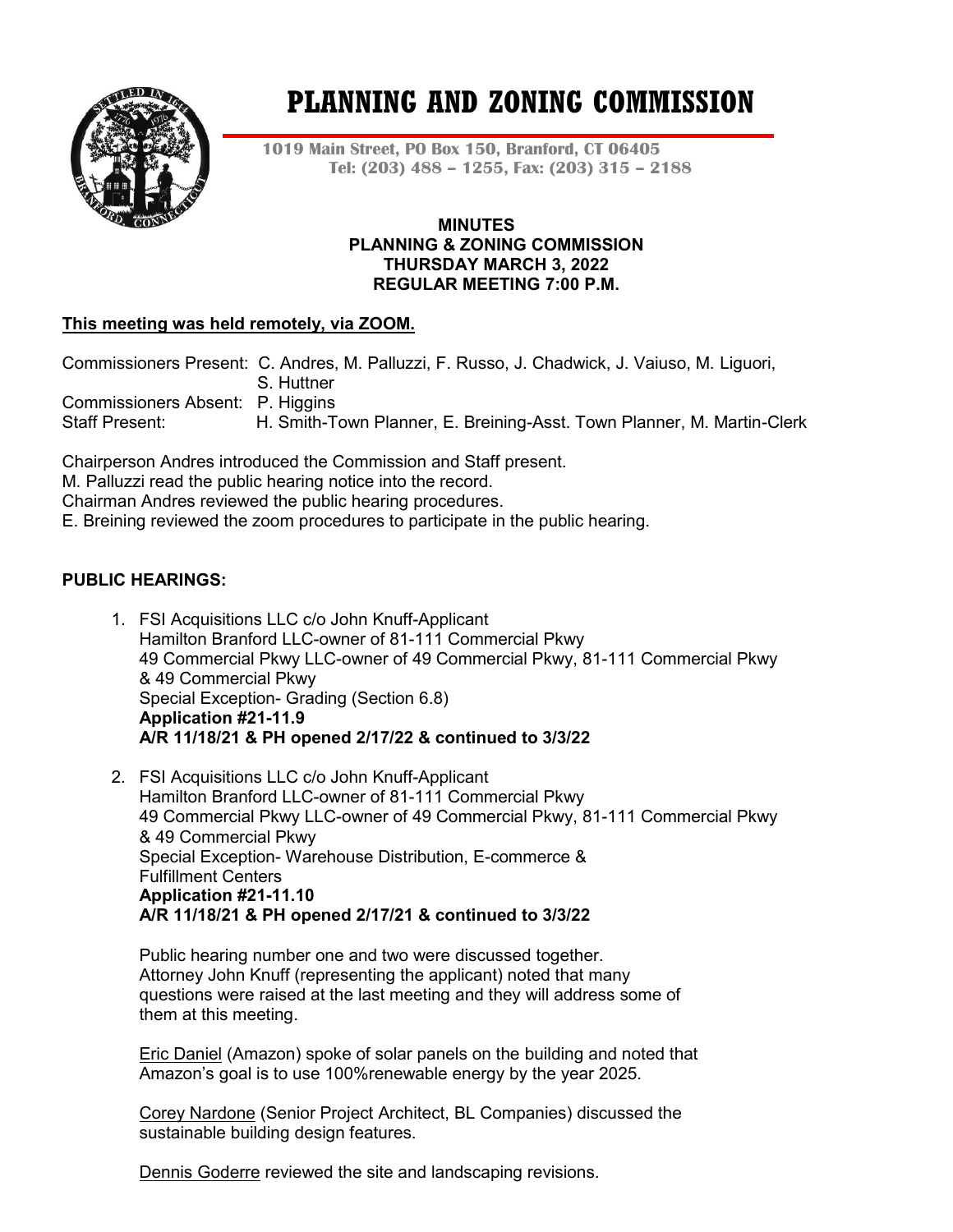# PLANNING AND ZONING COMMISSION

**1019 Main Street, PO Box 150, Branford, CT 06405**
**Tel: (203) 488 – 1255, Fax: (203) 315 – 2188**

**MINUTES**
**PLANNING & ZONING COMMISSION**
**THURSDAY MARCH 3, 2022**
**REGULAR MEETING 7:00 P.M.**

**This meeting was held remotely, via ZOOM.**

Commissioners Present: C. Andres, M. Palluzzi, F. Russo, J. Chadwick, J. Vaiuso, M. Liguori, S. Huttner
Commissioners Absent: P. Higgins
Staff Present: H. Smith-Town Planner, E. Breining-Asst. Town Planner, M. Martin-Clerk

Chairperson Andres introduced the Commission and Staff present.
M. Palluzzi read the public hearing notice into the record.
Chairman Andres reviewed the public hearing procedures.
E. Breining reviewed the zoom procedures to participate in the public hearing.

**PUBLIC HEARINGS:**

1. FSI Acquisitions LLC c/o John Knuff-Applicant
   Hamilton Branford LLC-owner of 81-111 Commercial Pkwy
   49 Commercial Pkwy LLC-owner of 49 Commercial Pkwy, 81-111 Commercial Pkwy & 49 Commercial Pkwy
   Special Exception- Grading (Section 6.8)
   **Application #21-11.9**
   **A/R 11/18/21 & PH opened 2/17/22 & continued to 3/3/22**

2. FSI Acquisitions LLC c/o John Knuff-Applicant
   Hamilton Branford LLC-owner of 81-111 Commercial Pkwy
   49 Commercial Pkwy LLC-owner of 49 Commercial Pkwy, 81-111 Commercial Pkwy & 49 Commercial Pkwy
   Special Exception- Warehouse Distribution, E-commerce & Fulfillment Centers
   **Application #21-11.10**
   **A/R 11/18/21 & PH opened 2/17/21 & continued to 3/3/22**

   Public hearing number one and two were discussed together.
   Attorney John Knuff (representing the applicant) noted that many questions were raised at the last meeting and they will address some of them at this meeting.

   Eric Daniel (Amazon) spoke of solar panels on the building and noted that Amazon's goal is to use 100%renewable energy by the year 2025.

   Corey Nardone (Senior Project Architect, BL Companies) discussed the sustainable building design features.

   Dennis Goderre reviewed the site and landscaping revisions.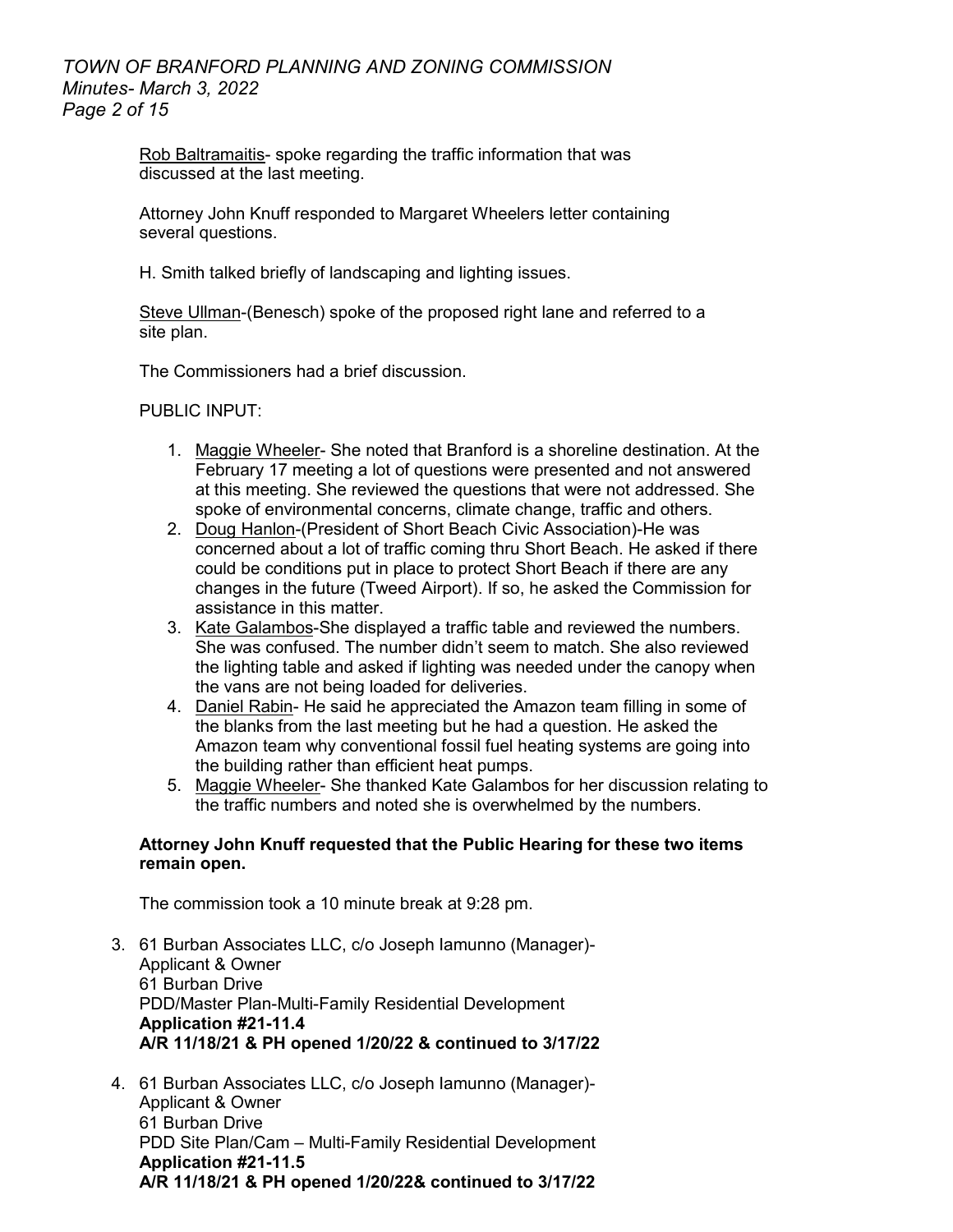Rob Baltramaitis- spoke regarding the traffic information that was discussed at the last meeting.

Attorney John Knuff responded to Margaret Wheelers letter containing several questions.

H. Smith talked briefly of landscaping and lighting issues.

Steve Ullman-(Benesch) spoke of the proposed right lane and referred to a site plan.

The Commissioners had a brief discussion.

PUBLIC INPUT:

1. Maggie Wheeler- She noted that Branford is a shoreline destination. At the February 17 meeting a lot of questions were presented and not answered at this meeting. She reviewed the questions that were not addressed. She spoke of environmental concerns, climate change, traffic and others.
2. Doug Hanlon-(President of Short Beach Civic Association)-He was concerned about a lot of traffic coming thru Short Beach. He asked if there could be conditions put in place to protect Short Beach if there are any changes in the future (Tweed Airport). If so, he asked the Commission for assistance in this matter.
3. Kate Galambos-She displayed a traffic table and reviewed the numbers. She was confused. The number didn't seem to match. She also reviewed the lighting table and asked if lighting was needed under the canopy when the vans are not being loaded for deliveries.
4. Daniel Rabin- He said he appreciated the Amazon team filling in some of the blanks from the last meeting but he had a question. He asked the Amazon team why conventional fossil fuel heating systems are going into the building rather than efficient heat pumps.
5. Maggie Wheeler- She thanked Kate Galambos for her discussion relating to the traffic numbers and noted she is overwhelmed by the numbers.

**Attorney John Knuff requested that the Public Hearing for these two items remain open.**

The commission took a 10 minute break at 9:28 pm.

3. 61 Burban Associates LLC, c/o Joseph Iamunno (Manager)-
   Applicant & Owner
   61 Burban Drive
   PDD/Master Plan-Multi-Family Residential Development
   **Application #21-11.4**
   **A/R 11/18/21 & PH opened 1/20/22 & continued to 3/17/22**

4. 61 Burban Associates LLC, c/o Joseph Iamunno (Manager)-
   Applicant & Owner
   61 Burban Drive
   PDD Site Plan/Cam – Multi-Family Residential Development
   **Application #21-11.5**
   **A/R 11/18/21 & PH opened 1/20/22& continued to 3/17/22**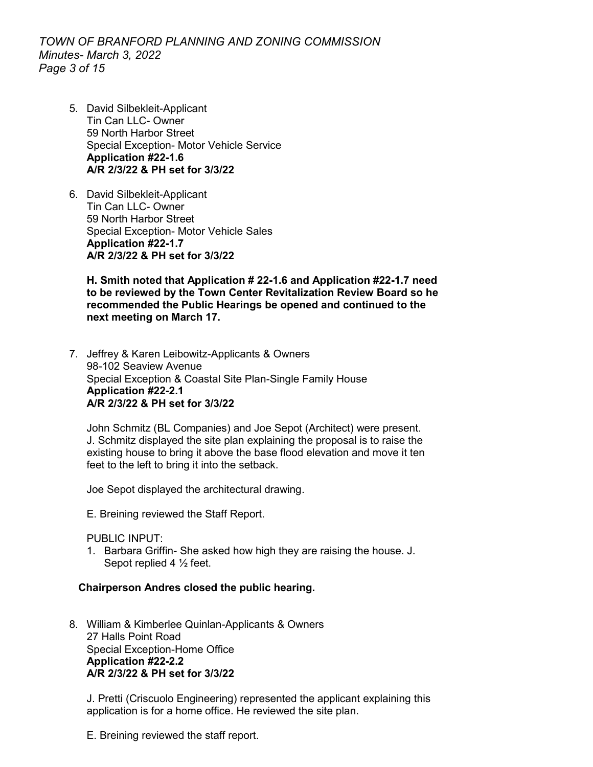5. David Silbekleit-Applicant
   Tin Can LLC- Owner
   59 North Harbor Street
   Special Exception- Motor Vehicle Service
   **Application #22-1.6**
   **A/R 2/3/22 & PH set for 3/3/22**

6. David Silbekleit-Applicant
   Tin Can LLC- Owner
   59 North Harbor Street
   Special Exception- Motor Vehicle Sales
   **Application #22-1.7**
   **A/R 2/3/22 & PH set for 3/3/22**

   **H. Smith noted that Application # 22-1.6 and Application #22-1.7 need to be reviewed by the Town Center Revitalization Review Board so he recommended the Public Hearings be opened and continued to the next meeting on March 17.**

7. Jeffrey & Karen Leibowitz-Applicants & Owners
   98-102 Seaview Avenue
   Special Exception & Coastal Site Plan-Single Family House
   **Application #22-2.1**
   **A/R 2/3/22 & PH set for 3/3/22**

   John Schmitz (BL Companies) and Joe Sepot (Architect) were present. J. Schmitz displayed the site plan explaining the proposal is to raise the existing house to bring it above the base flood elevation and move it ten feet to the left to bring it into the setback.

   Joe Sepot displayed the architectural drawing.

   E. Breining reviewed the Staff Report.

   PUBLIC INPUT:
   1. Barbara Griffin- She asked how high they are raising the house. J. Sepot replied 4 ½ feet.

   **Chairperson Andres closed the public hearing.**

8. William & Kimberlee Quinlan-Applicants & Owners
   27 Halls Point Road
   Special Exception-Home Office
   **Application #22-2.2**
   **A/R 2/3/22 & PH set for 3/3/22**

   J. Pretti (Criscuolo Engineering) represented the applicant explaining this application is for a home office. He reviewed the site plan.

   E. Breining reviewed the staff report.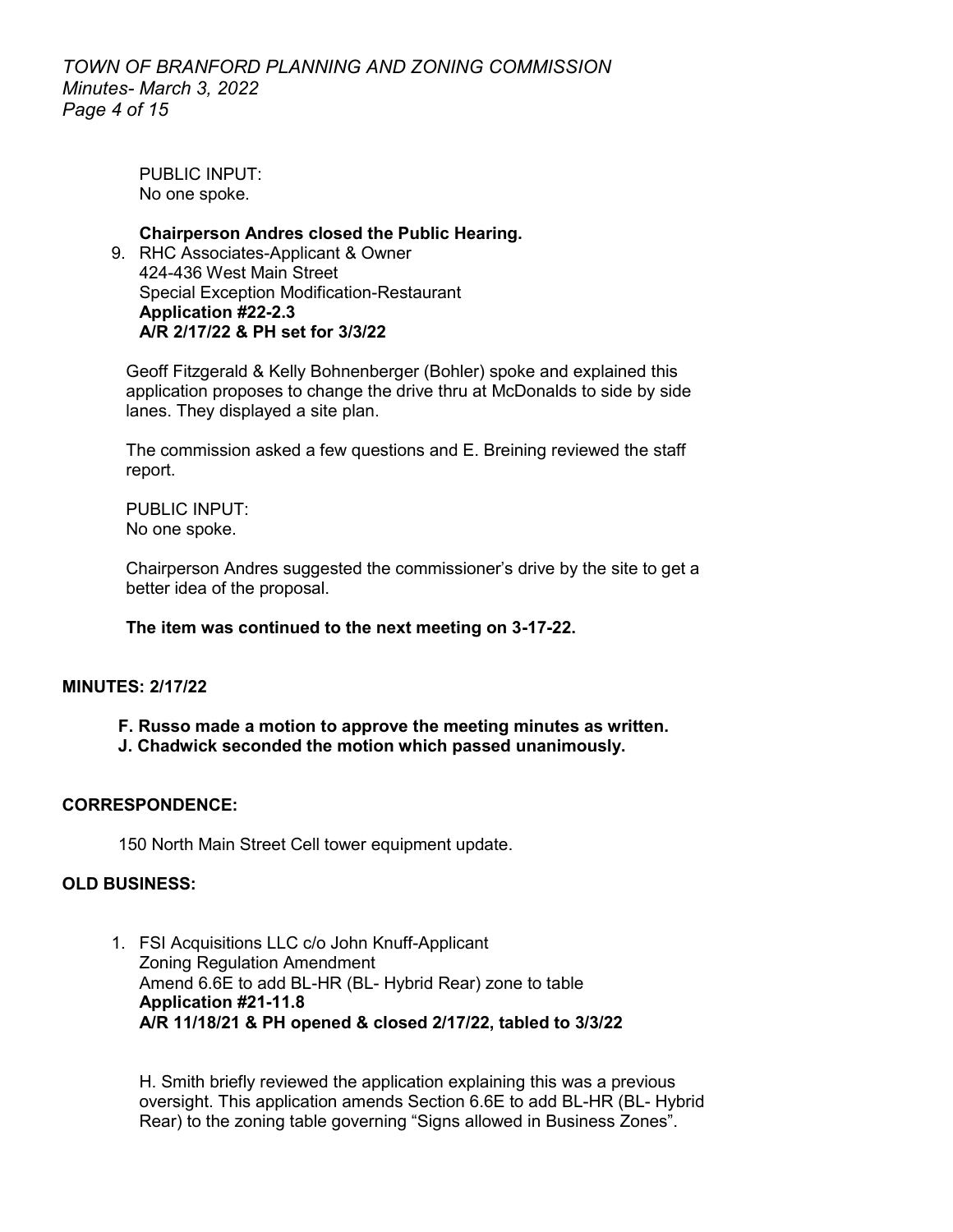PUBLIC INPUT:
No one spoke.

**Chairperson Andres closed the Public Hearing.**

9. RHC Associates-Applicant & Owner
   424-436 West Main Street
   Special Exception Modification-Restaurant
   **Application #22-2.3**
   **A/R 2/17/22 & PH set for 3/3/22**

   Geoff Fitzgerald & Kelly Bohnenberger (Bohler) spoke and explained this application proposes to change the drive thru at McDonalds to side by side lanes. They displayed a site plan.

   The commission asked a few questions and E. Breining reviewed the staff report.

   PUBLIC INPUT:
   No one spoke.

   Chairperson Andres suggested the commissioner's drive by the site to get a better idea of the proposal.

   **The item was continued to the next meeting on 3-17-22.**

**MINUTES: 2/17/22**

**F. Russo made a motion to approve the meeting minutes as written.**
**J. Chadwick seconded the motion which passed unanimously.**

**CORRESPONDENCE:**

150 North Main Street Cell tower equipment update.

**OLD BUSINESS:**

1. FSI Acquisitions LLC c/o John Knuff-Applicant
   Zoning Regulation Amendment
   Amend 6.6E to add BL-HR (BL- Hybrid Rear) zone to table
   **Application #21-11.8**
   **A/R 11/18/21 & PH opened & closed 2/17/22, tabled to 3/3/22**

   H. Smith briefly reviewed the application explaining this was a previous oversight. This application amends Section 6.6E to add BL-HR (BL- Hybrid Rear) to the zoning table governing "Signs allowed in Business Zones".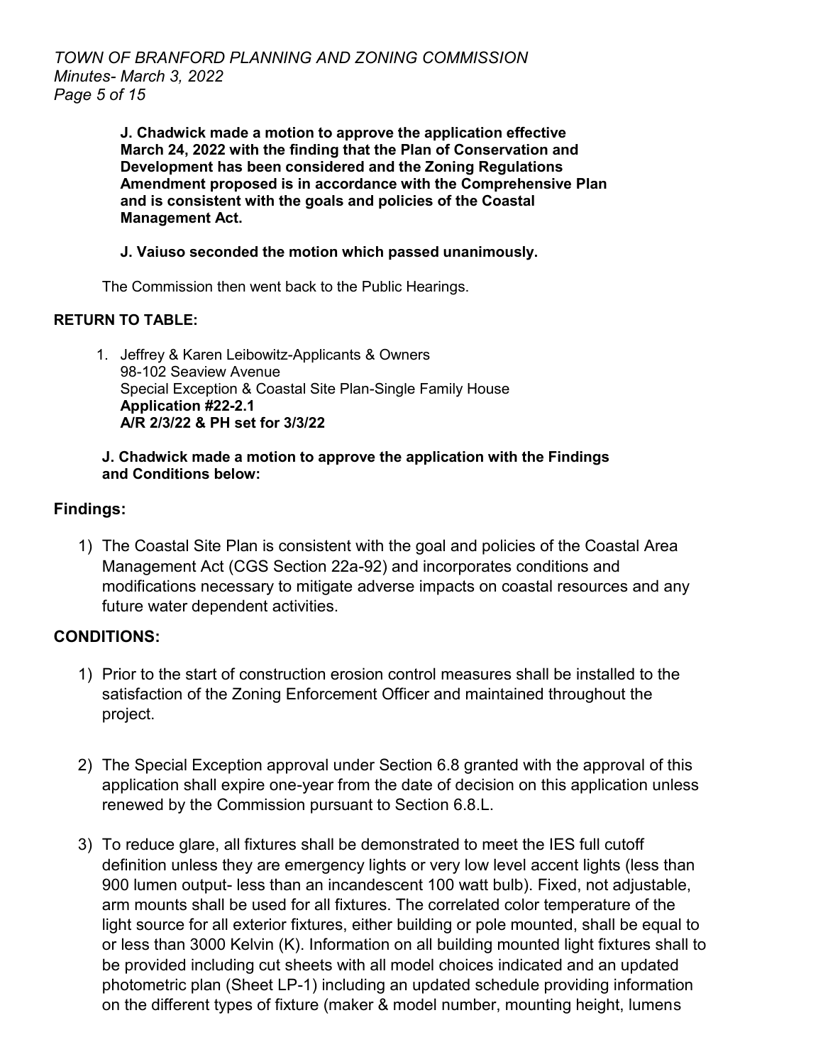**J. Chadwick made a motion to approve the application effective March 24, 2022 with the finding that the Plan of Conservation and Development has been considered and the Zoning Regulations Amendment proposed is in accordance with the Comprehensive Plan and is consistent with the goals and policies of the Coastal Management Act.**

**J. Vaiuso seconded the motion which passed unanimously.**

The Commission then went back to the Public Hearings.

**RETURN TO TABLE:**

1. Jeffrey & Karen Leibowitz-Applicants & Owners
   98-102 Seaview Avenue
   Special Exception & Coastal Site Plan-Single Family House
   **Application #22-2.1**
   **A/R 2/3/22 & PH set for 3/3/22**

**J. Chadwick made a motion to approve the application with the Findings and Conditions below:**

## Findings:

1) The Coastal Site Plan is consistent with the goal and policies of the Coastal Area Management Act (CGS Section 22a-92) and incorporates conditions and modifications necessary to mitigate adverse impacts on coastal resources and any future water dependent activities.

## CONDITIONS:

1) Prior to the start of construction erosion control measures shall be installed to the satisfaction of the Zoning Enforcement Officer and maintained throughout the project.

2) The Special Exception approval under Section 6.8 granted with the approval of this application shall expire one-year from the date of decision on this application unless renewed by the Commission pursuant to Section 6.8.L.

3) To reduce glare, all fixtures shall be demonstrated to meet the IES full cutoff definition unless they are emergency lights or very low level accent lights (less than 900 lumen output- less than an incandescent 100 watt bulb). Fixed, not adjustable, arm mounts shall be used for all fixtures. The correlated color temperature of the light source for all exterior fixtures, either building or pole mounted, shall be equal to or less than 3000 Kelvin (K). Information on all building mounted light fixtures shall to be provided including cut sheets with all model choices indicated and an updated photometric plan (Sheet LP-1) including an updated schedule providing information on the different types of fixture (maker & model number, mounting height, lumens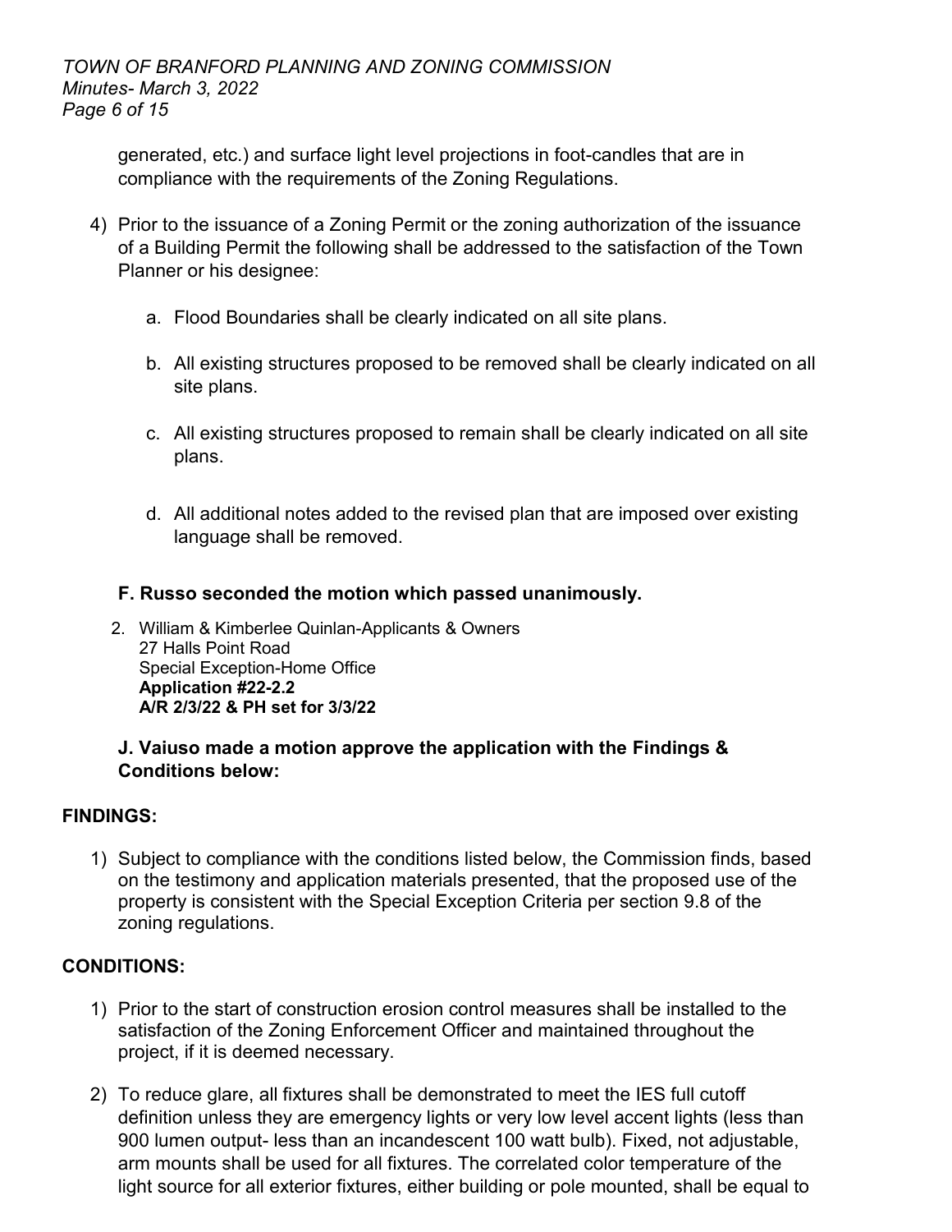generated, etc.) and surface light level projections in foot-candles that are in compliance with the requirements of the Zoning Regulations.

4) Prior to the issuance of a Zoning Permit or the zoning authorization of the issuance of a Building Permit the following shall be addressed to the satisfaction of the Town Planner or his designee:

   a. Flood Boundaries shall be clearly indicated on all site plans.

   b. All existing structures proposed to be removed shall be clearly indicated on all site plans.

   c. All existing structures proposed to remain shall be clearly indicated on all site plans.

   d. All additional notes added to the revised plan that are imposed over existing language shall be removed.

**F. Russo seconded the motion which passed unanimously.**

2. William & Kimberlee Quinlan-Applicants & Owners
   27 Halls Point Road
   Special Exception-Home Office
   **Application #22-2.2**
   **A/R 2/3/22 & PH set for 3/3/22**

**J. Vaiuso made a motion approve the application with the Findings & Conditions below:**

**FINDINGS:**

1) Subject to compliance with the conditions listed below, the Commission finds, based on the testimony and application materials presented, that the proposed use of the property is consistent with the Special Exception Criteria per section 9.8 of the zoning regulations.

**CONDITIONS:**

1) Prior to the start of construction erosion control measures shall be installed to the satisfaction of the Zoning Enforcement Officer and maintained throughout the project, if it is deemed necessary.

2) To reduce glare, all fixtures shall be demonstrated to meet the IES full cutoff definition unless they are emergency lights or very low level accent lights (less than 900 lumen output- less than an incandescent 100 watt bulb). Fixed, not adjustable, arm mounts shall be used for all fixtures. The correlated color temperature of the light source for all exterior fixtures, either building or pole mounted, shall be equal to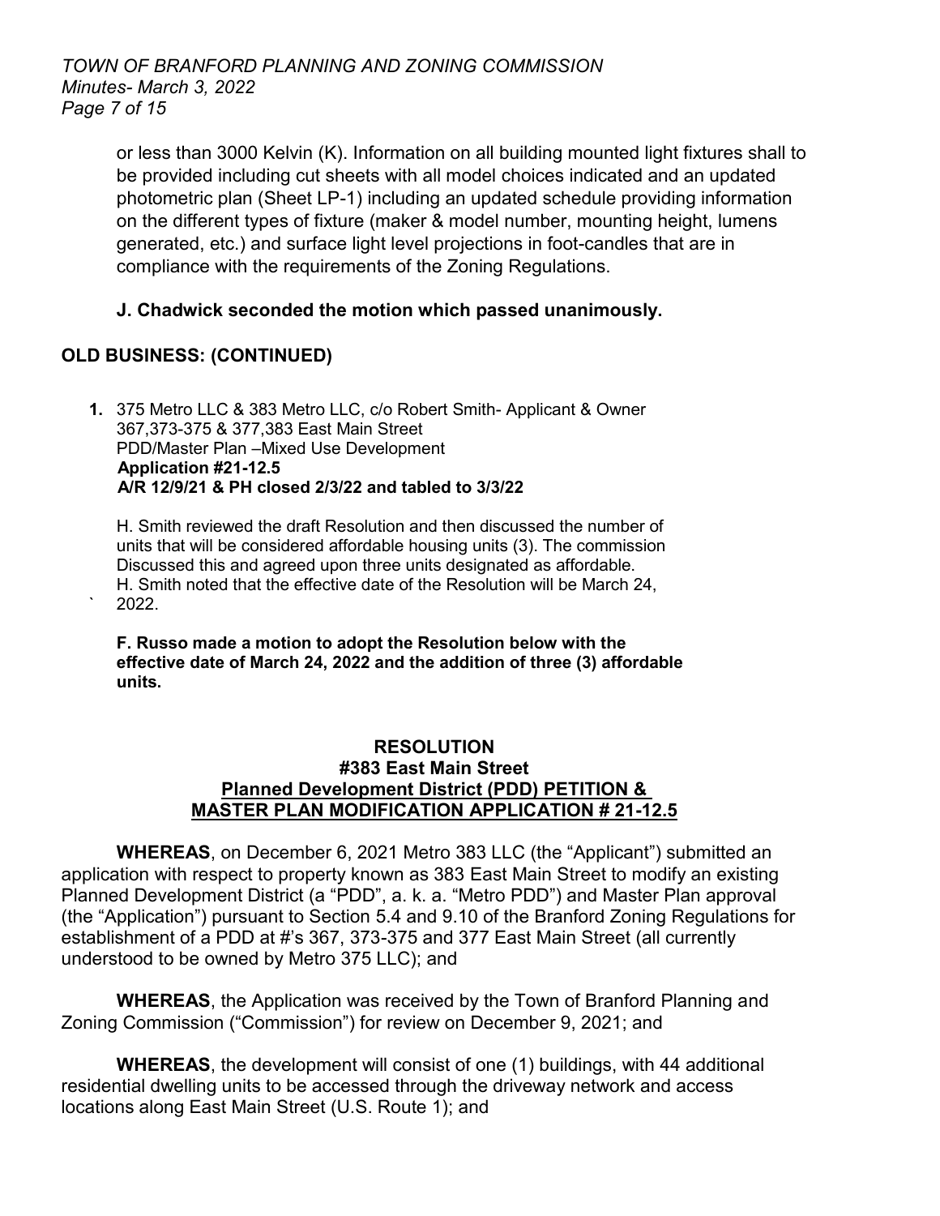or less than 3000 Kelvin (K). Information on all building mounted light fixtures shall to be provided including cut sheets with all model choices indicated and an updated photometric plan (Sheet LP-1) including an updated schedule providing information on the different types of fixture (maker & model number, mounting height, lumens generated, etc.) and surface light level projections in foot-candles that are in compliance with the requirements of the Zoning Regulations.

**J. Chadwick seconded the motion which passed unanimously.**

## OLD BUSINESS: (CONTINUED)

1. 375 Metro LLC & 383 Metro LLC, c/o Robert Smith- Applicant & Owner
   367,373-375 & 377,383 East Main Street
   PDD/Master Plan –Mixed Use Development
   **Application #21-12.5**
   **A/R 12/9/21 & PH closed 2/3/22 and tabled to 3/3/22**

   H. Smith reviewed the draft Resolution and then discussed the number of units that will be considered affordable housing units (3). The commission Discussed this and agreed upon three units designated as affordable. H. Smith noted that the effective date of the Resolution will be March 24, 2022.

   **F. Russo made a motion to adopt the Resolution below with the effective date of March 24, 2022 and the addition of three (3) affordable units.**

### RESOLUTION
### #383 East Main Street
### Planned Development District (PDD) PETITION & MASTER PLAN MODIFICATION APPLICATION # 21-12.5

**WHEREAS**, on December 6, 2021 Metro 383 LLC (the "Applicant") submitted an application with respect to property known as 383 East Main Street to modify an existing Planned Development District (a "PDD", a. k. a. "Metro PDD") and Master Plan approval (the "Application") pursuant to Section 5.4 and 9.10 of the Branford Zoning Regulations for establishment of a PDD at #'s 367, 373-375 and 377 East Main Street (all currently understood to be owned by Metro 375 LLC); and

**WHEREAS**, the Application was received by the Town of Branford Planning and Zoning Commission ("Commission") for review on December 9, 2021; and

**WHEREAS**, the development will consist of one (1) buildings, with 44 additional residential dwelling units to be accessed through the driveway network and access locations along East Main Street (U.S. Route 1); and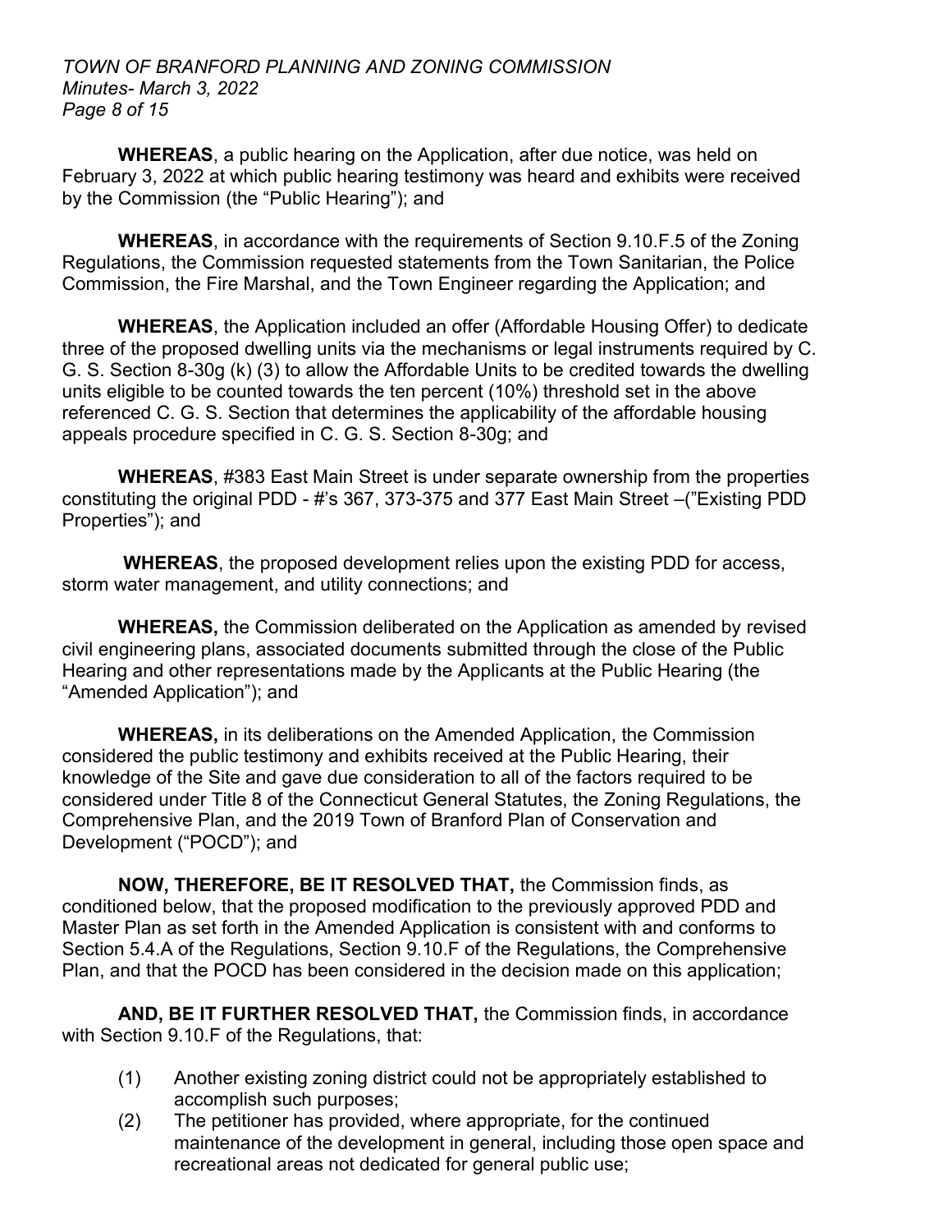**WHEREAS**, a public hearing on the Application, after due notice, was held on February 3, 2022 at which public hearing testimony was heard and exhibits were received by the Commission (the "Public Hearing"); and

**WHEREAS**, in accordance with the requirements of Section 9.10.F.5 of the Zoning Regulations, the Commission requested statements from the Town Sanitarian, the Police Commission, the Fire Marshal, and the Town Engineer regarding the Application; and

**WHEREAS**, the Application included an offer (Affordable Housing Offer) to dedicate three of the proposed dwelling units via the mechanisms or legal instruments required by C. G. S. Section 8-30g (k) (3) to allow the Affordable Units to be credited towards the dwelling units eligible to be counted towards the ten percent (10%) threshold set in the above referenced C. G. S. Section that determines the applicability of the affordable housing appeals procedure specified in C. G. S. Section 8-30g; and

**WHEREAS**, #383 East Main Street is under separate ownership from the properties constituting the original PDD - #'s 367, 373-375 and 377 East Main Street –("Existing PDD Properties"); and

**WHEREAS**, the proposed development relies upon the existing PDD for access, storm water management, and utility connections; and

**WHEREAS,** the Commission deliberated on the Application as amended by revised civil engineering plans, associated documents submitted through the close of the Public Hearing and other representations made by the Applicants at the Public Hearing (the "Amended Application"); and

**WHEREAS,** in its deliberations on the Amended Application, the Commission considered the public testimony and exhibits received at the Public Hearing, their knowledge of the Site and gave due consideration to all of the factors required to be considered under Title 8 of the Connecticut General Statutes, the Zoning Regulations, the Comprehensive Plan, and the 2019 Town of Branford Plan of Conservation and Development ("POCD"); and

**NOW, THEREFORE, BE IT RESOLVED THAT,** the Commission finds, as conditioned below, that the proposed modification to the previously approved PDD and Master Plan as set forth in the Amended Application is consistent with and conforms to Section 5.4.A of the Regulations, Section 9.10.F of the Regulations, the Comprehensive Plan, and that the POCD has been considered in the decision made on this application;

**AND, BE IT FURTHER RESOLVED THAT,** the Commission finds, in accordance with Section 9.10.F of the Regulations, that:

(1) Another existing zoning district could not be appropriately established to accomplish such purposes;

(2) The petitioner has provided, where appropriate, for the continued maintenance of the development in general, including those open space and recreational areas not dedicated for general public use;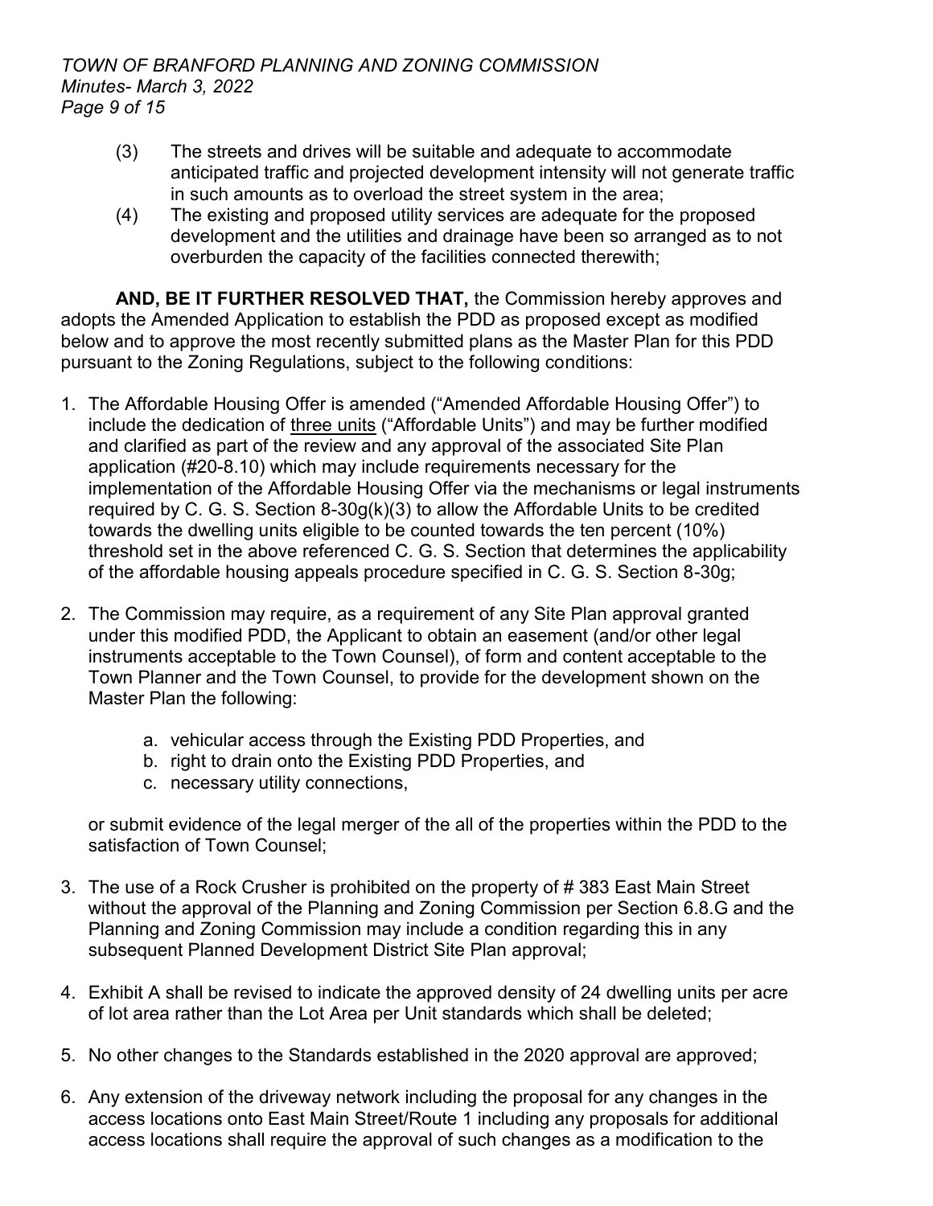(3) The streets and drives will be suitable and adequate to accommodate anticipated traffic and projected development intensity will not generate traffic in such amounts as to overload the street system in the area;

(4) The existing and proposed utility services are adequate for the proposed development and the utilities and drainage have been so arranged as to not overburden the capacity of the facilities connected therewith;

**AND, BE IT FURTHER RESOLVED THAT,** the Commission hereby approves and adopts the Amended Application to establish the PDD as proposed except as modified below and to approve the most recently submitted plans as the Master Plan for this PDD pursuant to the Zoning Regulations, subject to the following conditions:

1. The Affordable Housing Offer is amended ("Amended Affordable Housing Offer") to include the dedication of <u>three units</u> ("Affordable Units") and may be further modified and clarified as part of the review and any approval of the associated Site Plan application (#20-8.10) which may include requirements necessary for the implementation of the Affordable Housing Offer via the mechanisms or legal instruments required by C. G. S. Section 8-30g(k)(3) to allow the Affordable Units to be credited towards the dwelling units eligible to be counted towards the ten percent (10%) threshold set in the above referenced C. G. S. Section that determines the applicability of the affordable housing appeals procedure specified in C. G. S. Section 8-30g;

2. The Commission may require, as a requirement of any Site Plan approval granted under this modified PDD, the Applicant to obtain an easement (and/or other legal instruments acceptable to the Town Counsel), of form and content acceptable to the Town Planner and the Town Counsel, to provide for the development shown on the Master Plan the following:

   a. vehicular access through the Existing PDD Properties, and
   b. right to drain onto the Existing PDD Properties, and
   c. necessary utility connections,

   or submit evidence of the legal merger of the all of the properties within the PDD to the satisfaction of Town Counsel;

3. The use of a Rock Crusher is prohibited on the property of # 383 East Main Street without the approval of the Planning and Zoning Commission per Section 6.8.G and the Planning and Zoning Commission may include a condition regarding this in any subsequent Planned Development District Site Plan approval;

4. Exhibit A shall be revised to indicate the approved density of 24 dwelling units per acre of lot area rather than the Lot Area per Unit standards which shall be deleted;

5. No other changes to the Standards established in the 2020 approval are approved;

6. Any extension of the driveway network including the proposal for any changes in the access locations onto East Main Street/Route 1 including any proposals for additional access locations shall require the approval of such changes as a modification to the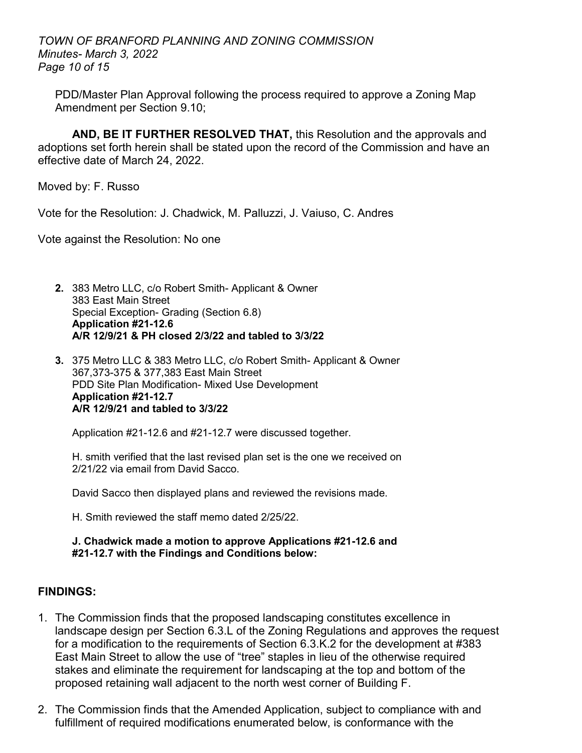PDD/Master Plan Approval following the process required to approve a Zoning Map Amendment per Section 9.10;

**AND, BE IT FURTHER RESOLVED THAT,** this Resolution and the approvals and adoptions set forth herein shall be stated upon the record of the Commission and have an effective date of March 24, 2022.

Moved by: F. Russo

Vote for the Resolution: J. Chadwick, M. Palluzzi, J. Vaiuso, C. Andres

Vote against the Resolution: No one

2. 383 Metro LLC, c/o Robert Smith- Applicant & Owner
   383 East Main Street
   Special Exception- Grading (Section 6.8)
   **Application #21-12.6**
   **A/R 12/9/21 & PH closed 2/3/22 and tabled to 3/3/22**

3. 375 Metro LLC & 383 Metro LLC, c/o Robert Smith- Applicant & Owner
   367,373-375 & 377,383 East Main Street
   PDD Site Plan Modification- Mixed Use Development
   **Application #21-12.7**
   **A/R 12/9/21 and tabled to 3/3/22**

   Application #21-12.6 and #21-12.7 were discussed together.

   H. smith verified that the last revised plan set is the one we received on 2/21/22 via email from David Sacco.

   David Sacco then displayed plans and reviewed the revisions made.

   H. Smith reviewed the staff memo dated 2/25/22.

   **J. Chadwick made a motion to approve Applications #21-12.6 and #21-12.7 with the Findings and Conditions below:**

**FINDINGS:**

1. The Commission finds that the proposed landscaping constitutes excellence in landscape design per Section 6.3.L of the Zoning Regulations and approves the request for a modification to the requirements of Section 6.3.K.2 for the development at #383 East Main Street to allow the use of "tree" staples in lieu of the otherwise required stakes and eliminate the requirement for landscaping at the top and bottom of the proposed retaining wall adjacent to the north west corner of Building F.

2. The Commission finds that the Amended Application, subject to compliance with and fulfillment of required modifications enumerated below, is conformance with the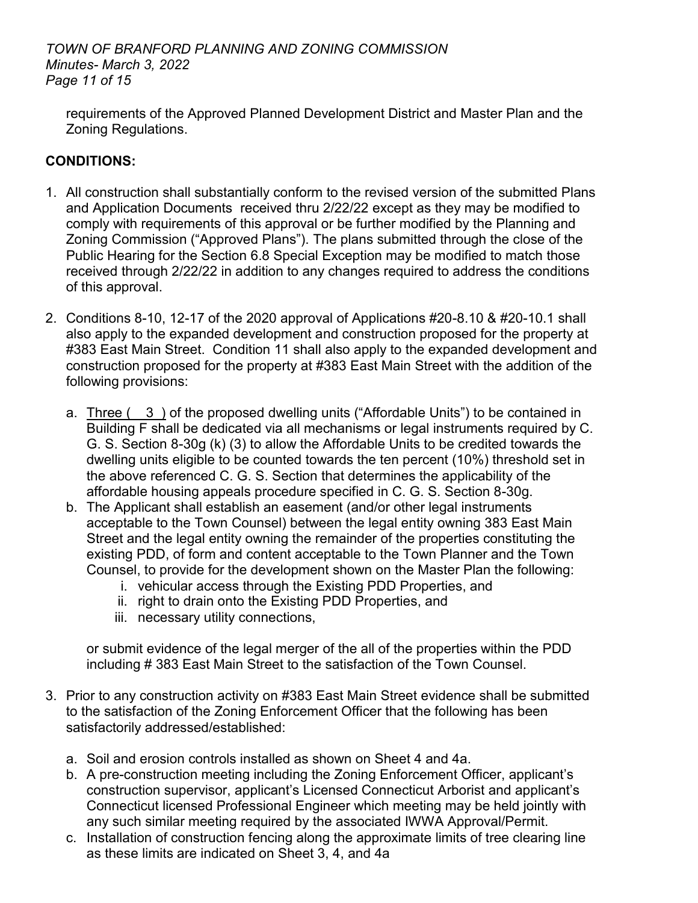requirements of the Approved Planned Development District and Master Plan and the Zoning Regulations.

**CONDITIONS:**

1. All construction shall substantially conform to the revised version of the submitted Plans and Application Documents received thru 2/22/22 except as they may be modified to comply with requirements of this approval or be further modified by the Planning and Zoning Commission ("Approved Plans"). The plans submitted through the close of the Public Hearing for the Section 6.8 Special Exception may be modified to match those received through 2/22/22 in addition to any changes required to address the conditions of this approval.

2. Conditions 8-10, 12-17 of the 2020 approval of Applications #20-8.10 & #20-10.1 shall also apply to the expanded development and construction proposed for the property at #383 East Main Street. Condition 11 shall also apply to the expanded development and construction proposed for the property at #383 East Main Street with the addition of the following provisions:

    a. Three ( 3 ) of the proposed dwelling units ("Affordable Units") to be contained in Building F shall be dedicated via all mechanisms or legal instruments required by C. G. S. Section 8-30g (k) (3) to allow the Affordable Units to be credited towards the dwelling units eligible to be counted towards the ten percent (10%) threshold set in the above referenced C. G. S. Section that determines the applicability of the affordable housing appeals procedure specified in C. G. S. Section 8-30g.
    b. The Applicant shall establish an easement (and/or other legal instruments acceptable to the Town Counsel) between the legal entity owning 383 East Main Street and the legal entity owning the remainder of the properties constituting the existing PDD, of form and content acceptable to the Town Planner and the Town Counsel, to provide for the development shown on the Master Plan the following:
        i. vehicular access through the Existing PDD Properties, and
        ii. right to drain onto the Existing PDD Properties, and
        iii. necessary utility connections,

    or submit evidence of the legal merger of the all of the properties within the PDD including # 383 East Main Street to the satisfaction of the Town Counsel.

3. Prior to any construction activity on #383 East Main Street evidence shall be submitted to the satisfaction of the Zoning Enforcement Officer that the following has been satisfactorily addressed/established:

    a. Soil and erosion controls installed as shown on Sheet 4 and 4a.
    b. A pre-construction meeting including the Zoning Enforcement Officer, applicant's construction supervisor, applicant's Licensed Connecticut Arborist and applicant's Connecticut licensed Professional Engineer which meeting may be held jointly with any such similar meeting required by the associated IWWA Approval/Permit.
    c. Installation of construction fencing along the approximate limits of tree clearing line as these limits are indicated on Sheet 3, 4, and 4a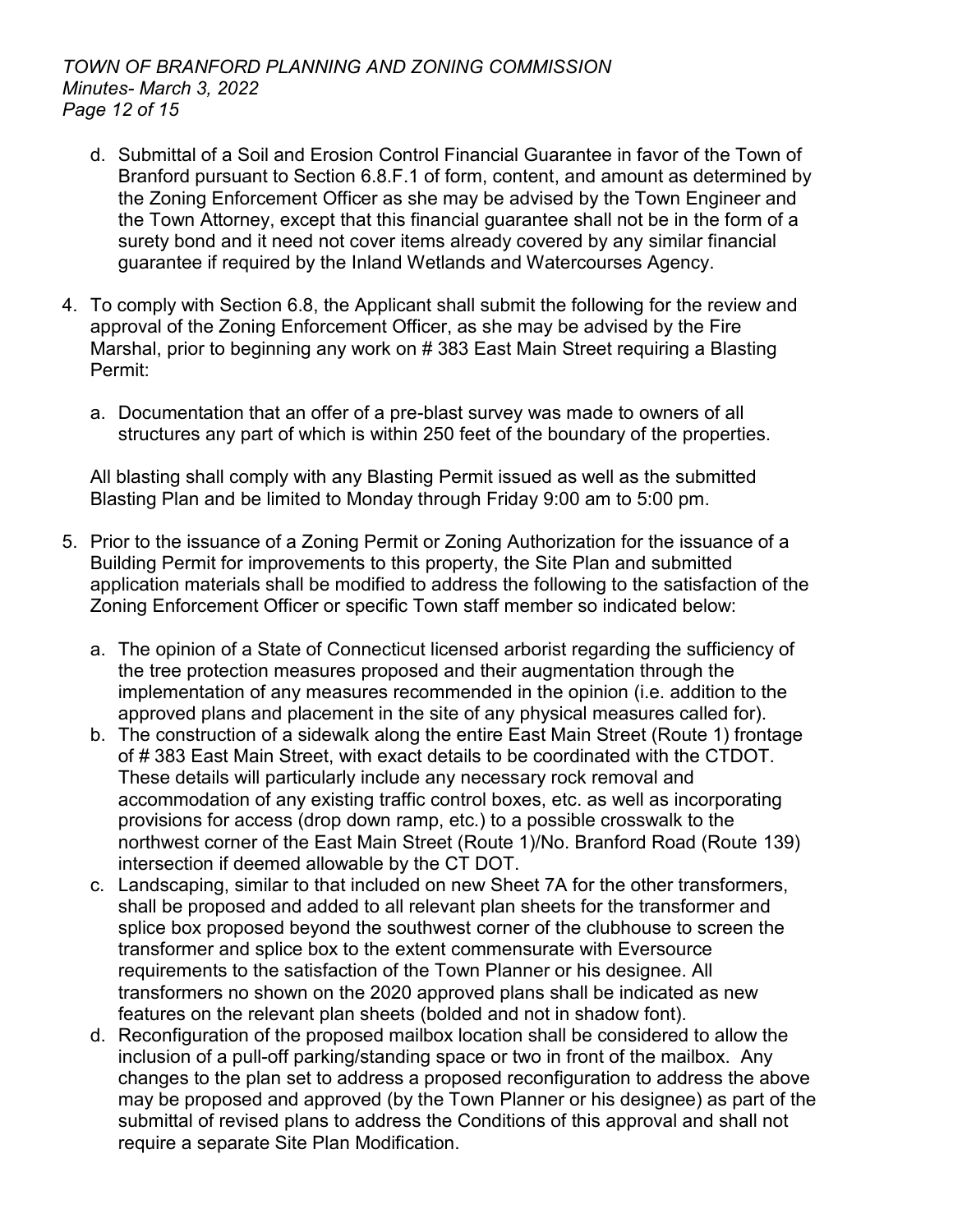d. Submittal of a Soil and Erosion Control Financial Guarantee in favor of the Town of Branford pursuant to Section 6.8.F.1 of form, content, and amount as determined by the Zoning Enforcement Officer as she may be advised by the Town Engineer and the Town Attorney, except that this financial guarantee shall not be in the form of a surety bond and it need not cover items already covered by any similar financial guarantee if required by the Inland Wetlands and Watercourses Agency.

4. To comply with Section 6.8, the Applicant shall submit the following for the review and approval of the Zoning Enforcement Officer, as she may be advised by the Fire Marshal, prior to beginning any work on # 383 East Main Street requiring a Blasting Permit:

   a. Documentation that an offer of a pre-blast survey was made to owners of all structures any part of which is within 250 feet of the boundary of the properties.

   All blasting shall comply with any Blasting Permit issued as well as the submitted Blasting Plan and be limited to Monday through Friday 9:00 am to 5:00 pm.

5. Prior to the issuance of a Zoning Permit or Zoning Authorization for the issuance of a Building Permit for improvements to this property, the Site Plan and submitted application materials shall be modified to address the following to the satisfaction of the Zoning Enforcement Officer or specific Town staff member so indicated below:

   a. The opinion of a State of Connecticut licensed arborist regarding the sufficiency of the tree protection measures proposed and their augmentation through the implementation of any measures recommended in the opinion (i.e. addition to the approved plans and placement in the site of any physical measures called for).
   b. The construction of a sidewalk along the entire East Main Street (Route 1) frontage of # 383 East Main Street, with exact details to be coordinated with the CTDOT. These details will particularly include any necessary rock removal and accommodation of any existing traffic control boxes, etc. as well as incorporating provisions for access (drop down ramp, etc.) to a possible crosswalk to the northwest corner of the East Main Street (Route 1)/No. Branford Road (Route 139) intersection if deemed allowable by the CT DOT.
   c. Landscaping, similar to that included on new Sheet 7A for the other transformers, shall be proposed and added to all relevant plan sheets for the transformer and splice box proposed beyond the southwest corner of the clubhouse to screen the transformer and splice box to the extent commensurate with Eversource requirements to the satisfaction of the Town Planner or his designee. All transformers no shown on the 2020 approved plans shall be indicated as new features on the relevant plan sheets (bolded and not in shadow font).
   d. Reconfiguration of the proposed mailbox location shall be considered to allow the inclusion of a pull-off parking/standing space or two in front of the mailbox. Any changes to the plan set to address a proposed reconfiguration to address the above may be proposed and approved (by the Town Planner or his designee) as part of the submittal of revised plans to address the Conditions of this approval and shall not require a separate Site Plan Modification.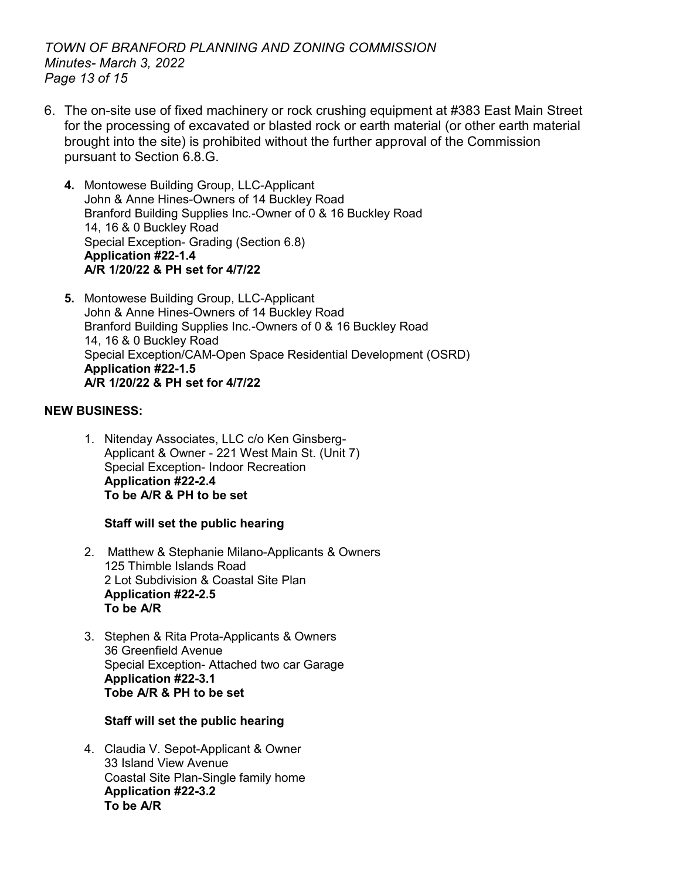6. The on-site use of fixed machinery or rock crushing equipment at #383 East Main Street for the processing of excavated or blasted rock or earth material (or other earth material brought into the site) is prohibited without the further approval of the Commission pursuant to Section 6.8.G.

**4.** Montowese Building Group, LLC-Applicant
John & Anne Hines-Owners of 14 Buckley Road
Branford Building Supplies Inc.-Owner of 0 & 16 Buckley Road
14, 16 & 0 Buckley Road
Special Exception- Grading (Section 6.8)
**Application #22-1.4**
**A/R 1/20/22 & PH set for 4/7/22**

**5.** Montowese Building Group, LLC-Applicant
John & Anne Hines-Owners of 14 Buckley Road
Branford Building Supplies Inc.-Owners of 0 & 16 Buckley Road
14, 16 & 0 Buckley Road
Special Exception/CAM-Open Space Residential Development (OSRD)
**Application #22-1.5**
**A/R 1/20/22 & PH set for 4/7/22**

**NEW BUSINESS:**

1. Nitenday Associates, LLC c/o Ken Ginsberg-
Applicant & Owner - 221 West Main St. (Unit 7)
Special Exception- Indoor Recreation
**Application #22-2.4**
**To be A/R & PH to be set**

**Staff will set the public hearing**

2. Matthew & Stephanie Milano-Applicants & Owners
125 Thimble Islands Road
2 Lot Subdivision & Coastal Site Plan
**Application #22-2.5**
**To be A/R**

3. Stephen & Rita Prota-Applicants & Owners
36 Greenfield Avenue
Special Exception- Attached two car Garage
**Application #22-3.1**
**Tobe A/R & PH to be set**

**Staff will set the public hearing**

4. Claudia V. Sepot-Applicant & Owner
33 Island View Avenue
Coastal Site Plan-Single family home
**Application #22-3.2**
**To be A/R**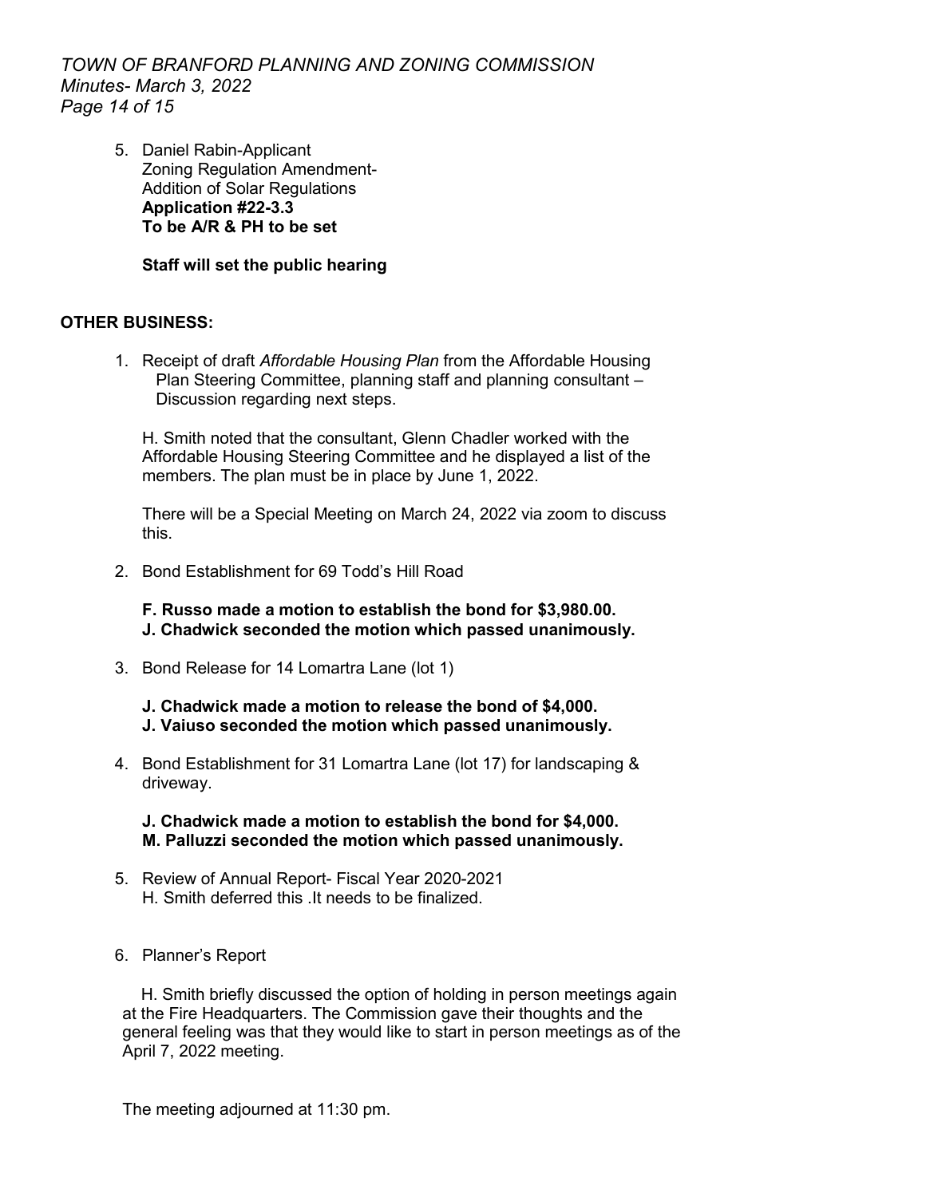5. Daniel Rabin-Applicant
   Zoning Regulation Amendment-
   Addition of Solar Regulations
   **Application #22-3.3**
   **To be A/R & PH to be set**

   **Staff will set the public hearing**

**OTHER BUSINESS:**

1. Receipt of draft *Affordable Housing Plan* from the Affordable Housing Plan Steering Committee, planning staff and planning consultant – Discussion regarding next steps.

   H. Smith noted that the consultant, Glenn Chadler worked with the Affordable Housing Steering Committee and he displayed a list of the members. The plan must be in place by June 1, 2022.

   There will be a Special Meeting on March 24, 2022 via zoom to discuss this.

2. Bond Establishment for 69 Todd's Hill Road

   **F. Russo made a motion to establish the bond for $3,980.00.**
   **J. Chadwick seconded the motion which passed unanimously.**

3. Bond Release for 14 Lomartra Lane (lot 1)

   **J. Chadwick made a motion to release the bond of $4,000.**
   **J. Vaiuso seconded the motion which passed unanimously.**

4. Bond Establishment for 31 Lomartra Lane (lot 17) for landscaping & driveway.

   **J. Chadwick made a motion to establish the bond for $4,000.**
   **M. Palluzzi seconded the motion which passed unanimously.**

5. Review of Annual Report- Fiscal Year 2020-2021
   H. Smith deferred this .It needs to be finalized.

6. Planner's Report

   H. Smith briefly discussed the option of holding in person meetings again at the Fire Headquarters. The Commission gave their thoughts and the general feeling was that they would like to start in person meetings as of the April 7, 2022 meeting.

The meeting adjourned at 11:30 pm.